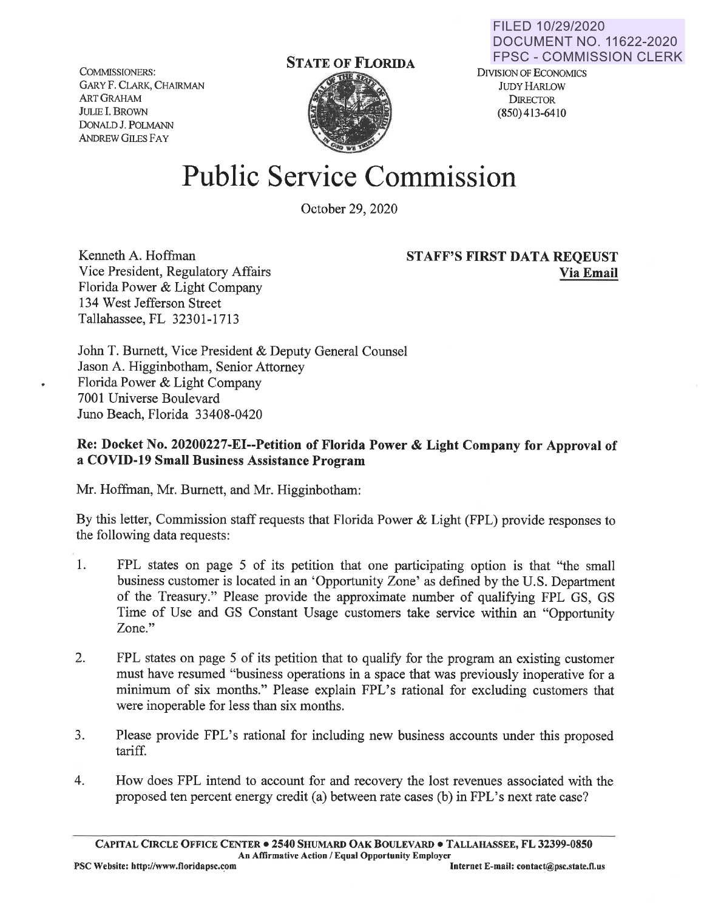FILED 10/29/2020
DOCUMENT NO. 11622-2020
FPSC - COMMISSION CLERK

COMMISSIONERS:
GARY F. CLARK, CHAIRMAN
ART GRAHAM
JULIE I. BROWN
DONALD J. POLMANN
ANDREW GILES FAY

**STATE OF FLORIDA**

DIVISION OF ECONOMICS
JUDY HARLOW
DIRECTOR
(850) 413-6410

# Public Service Commission

October 29, 2020

Kenneth A. Hoffman
Vice President, Regulatory Affairs
Florida Power & Light Company
134 West Jefferson Street
Tallahassee, FL 32301-1713

**STAFF'S FIRST DATA REQEUST**
**Via Email**

John T. Burnett, Vice President & Deputy General Counsel
Jason A. Higginbotham, Senior Attorney
Florida Power & Light Company
7001 Universe Boulevard
Juno Beach, Florida 33408-0420

**Re: Docket No. 20200227-EI--Petition of Florida Power & Light Company for Approval of a COVID-19 Small Business Assistance Program**

Mr. Hoffman, Mr. Burnett, and Mr. Higginbotham:

By this letter, Commission staff requests that Florida Power & Light (FPL) provide responses to the following data requests:

1. FPL states on page 5 of its petition that one participating option is that "the small business customer is located in an 'Opportunity Zone' as defined by the U.S. Department of the Treasury." Please provide the approximate number of qualifying FPL GS, GS Time of Use and GS Constant Usage customers take service within an "Opportunity Zone."

2. FPL states on page 5 of its petition that to qualify for the program an existing customer must have resumed "business operations in a space that was previously inoperative for a minimum of six months." Please explain FPL's rational for excluding customers that were inoperable for less than six months.

3. Please provide FPL's rational for including new business accounts under this proposed tariff.

4. How does FPL intend to account for and recovery the lost revenues associated with the proposed ten percent energy credit (a) between rate cases (b) in FPL's next rate case?

CAPITAL CIRCLE OFFICE CENTER • 2540 SHUMARD OAK BOULEVARD • TALLAHASSEE, FL 32399-0850
An Affirmative Action / Equal Opportunity Employer
PSC Website: http://www.floridapsc.com Internet E-mail: contact@psc.state.fl.us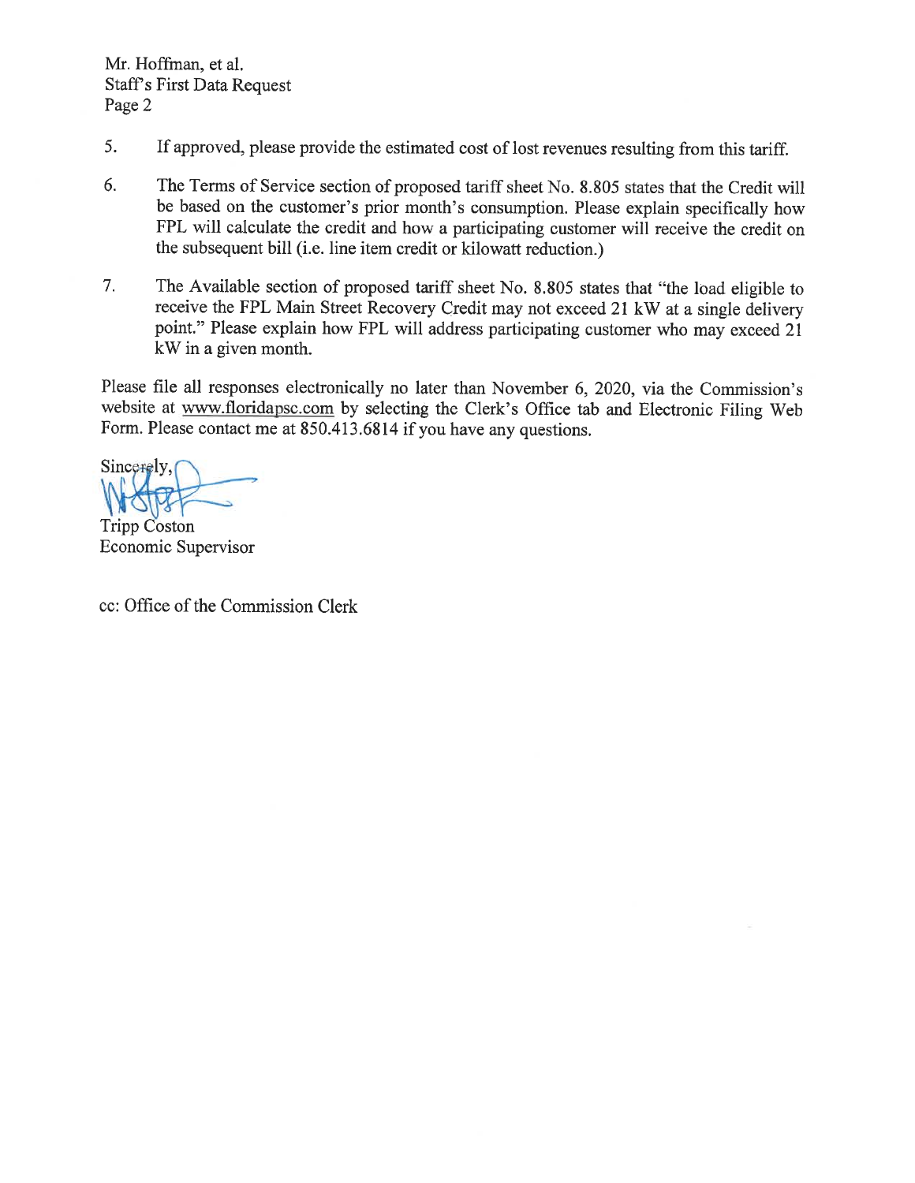5. If approved, please provide the estimated cost of lost revenues resulting from this tariff.

6. The Terms of Service section of proposed tariff sheet No. 8.805 states that the Credit will be based on the customer's prior month's consumption. Please explain specifically how FPL will calculate the credit and how a participating customer will receive the credit on the subsequent bill (i.e. line item credit or kilowatt reduction.)

7. The Available section of proposed tariff sheet No. 8.805 states that "the load eligible to receive the FPL Main Street Recovery Credit may not exceed 21 kW at a single delivery point." Please explain how FPL will address participating customer who may exceed 21 kW in a given month.

Please file all responses electronically no later than November 6, 2020, via the Commission's website at www.floridapsc.com by selecting the Clerk's Office tab and Electronic Filing Web Form. Please contact me at 850.413.6814 if you have any questions.

Sincerely,

Tripp Coston
Economic Supervisor

cc: Office of the Commission Clerk